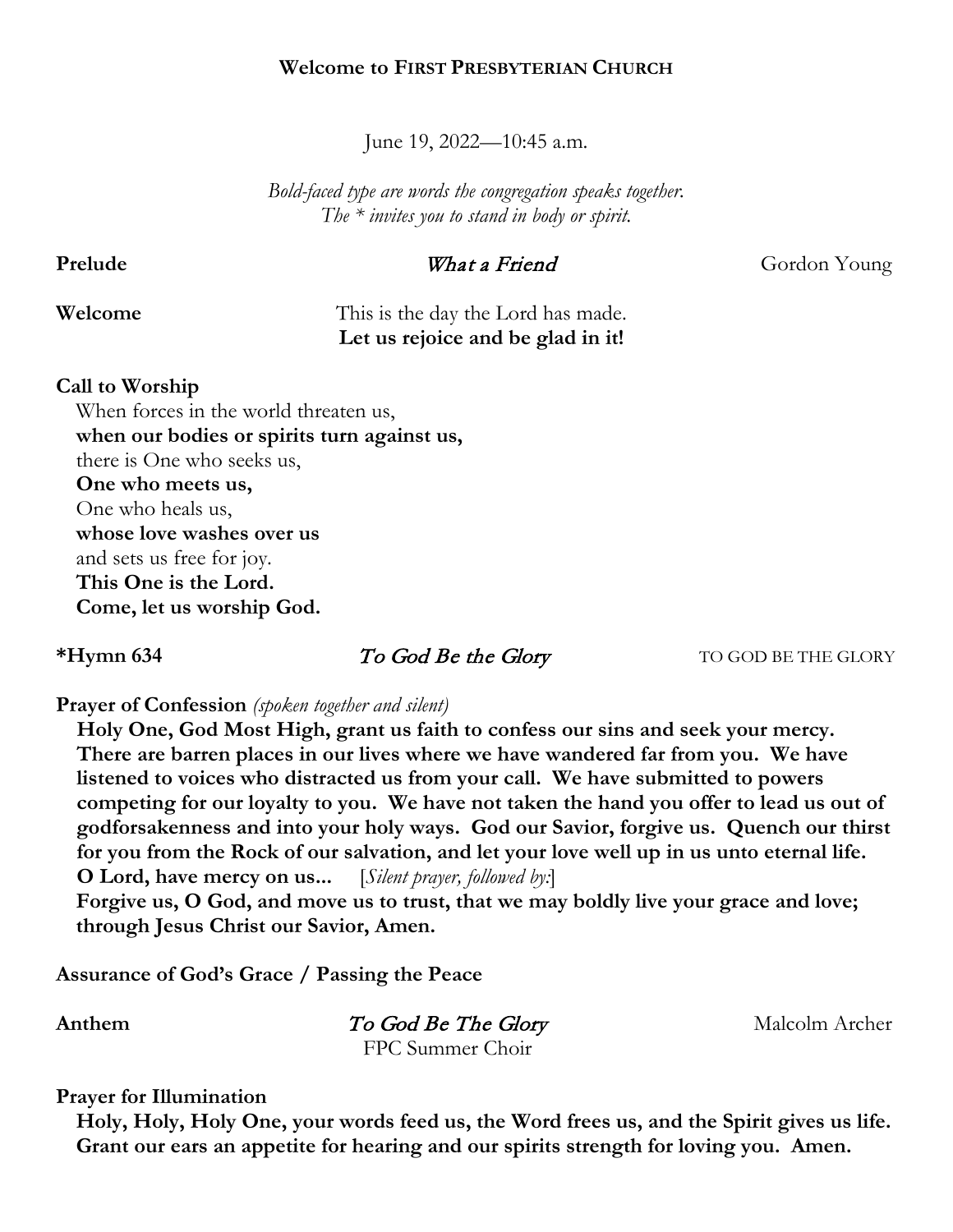**Welcome to FIRST PRESBYTERIAN CHURCH**

June 19, 2022—10:45 a.m.

*Bold-faced type are words the congregation speaks together.*
*The * invites you to stand in body or spirit.*

**Prelude** *What a Friend* Gordon Young

**Welcome** This is the day the Lord has made.
**Let us rejoice and be glad in it!**

**Call to Worship**
When forces in the world threaten us,
**when our bodies or spirits turn against us,**
there is One who seeks us,
**One who meets us,**
One who heals us,
**whose love washes over us**
and sets us free for joy.
**This One is the Lord.**
**Come, let us worship God.**

***Hymn 634** *To God Be the Glory* TO GOD BE THE GLORY

**Prayer of Confession** *(spoken together and silent)*
**Holy One, God Most High, grant us faith to confess our sins and seek your mercy. There are barren places in our lives where we have wandered far from you. We have listened to voices who distracted us from your call. We have submitted to powers competing for our loyalty to you. We have not taken the hand you offer to lead us out of godforsakenness and into your holy ways. God our Savior, forgive us. Quench our thirst for you from the Rock of our salvation, and let your love well up in us unto eternal life. O Lord, have mercy on us...** [*Silent prayer, followed by:*]
**Forgive us, O God, and move us to trust, that we may boldly live your grace and love; through Jesus Christ our Savior, Amen.**

**Assurance of God's Grace / Passing the Peace**

**Anthem** *To God Be The Glory* Malcolm Archer
FPC Summer Choir

**Prayer for Illumination**
**Holy, Holy, Holy One, your words feed us, the Word frees us, and the Spirit gives us life. Grant our ears an appetite for hearing and our spirits strength for loving you. Amen.**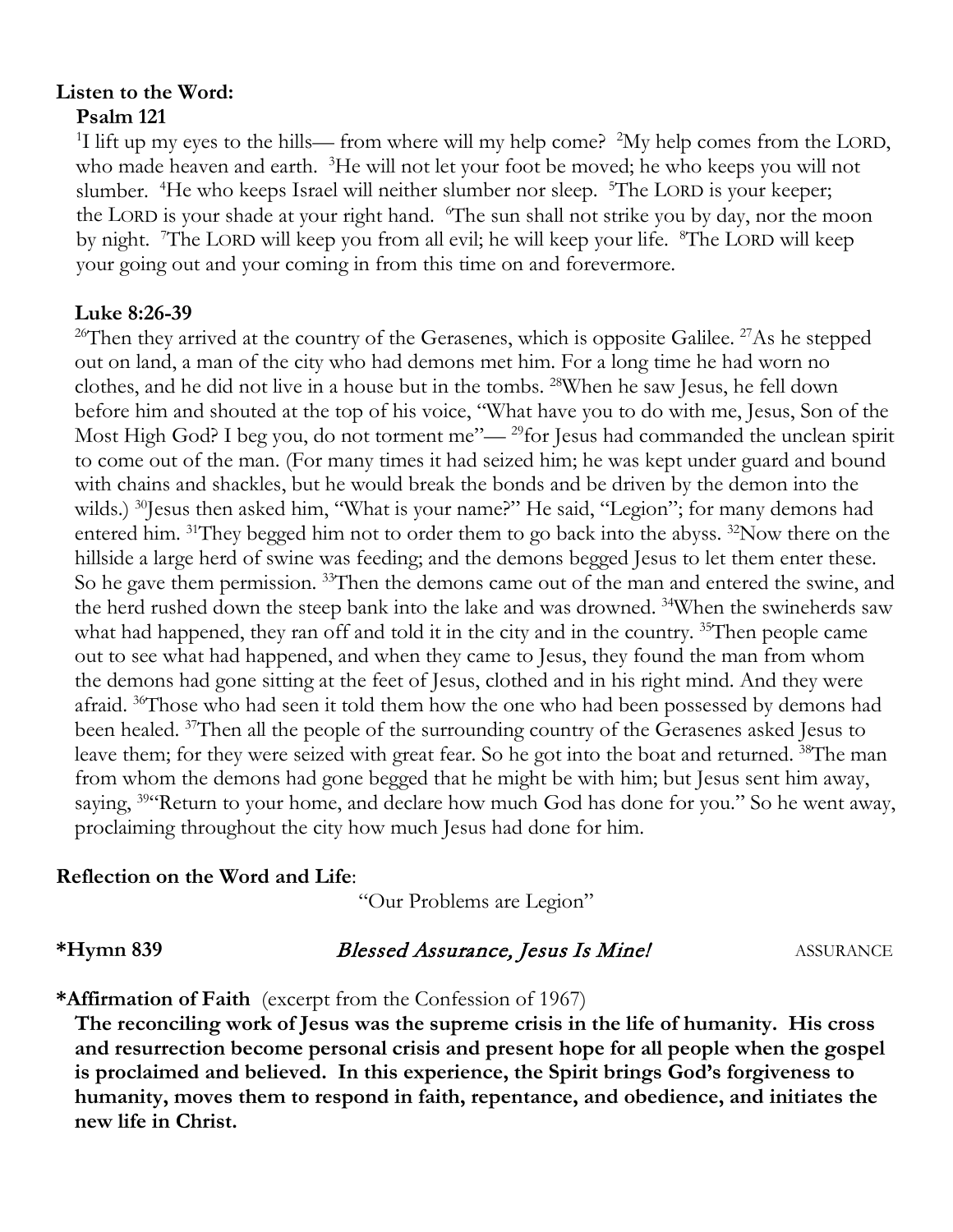**Listen to the Word:**

**Psalm 121**

[1]I lift up my eyes to the hills— from where will my help come? [2]My help comes from the LORD, who made heaven and earth. [3]He will not let your foot be moved; he who keeps you will not slumber. [4]He who keeps Israel will neither slumber nor sleep. [5]The LORD is your keeper; the LORD is your shade at your right hand. [6]The sun shall not strike you by day, nor the moon by night. [7]The LORD will keep you from all evil; he will keep your life. [8]The LORD will keep your going out and your coming in from this time on and forevermore.

**Luke 8:26-39**

[26]Then they arrived at the country of the Gerasenes, which is opposite Galilee. [27]As he stepped out on land, a man of the city who had demons met him. For a long time he had worn no clothes, and he did not live in a house but in the tombs. [28]When he saw Jesus, he fell down before him and shouted at the top of his voice, "What have you to do with me, Jesus, Son of the Most High God? I beg you, do not torment me"— [29]for Jesus had commanded the unclean spirit to come out of the man. (For many times it had seized him; he was kept under guard and bound with chains and shackles, but he would break the bonds and be driven by the demon into the wilds.) [30]Jesus then asked him, "What is your name?" He said, "Legion"; for many demons had entered him. [31]They begged him not to order them to go back into the abyss. [32]Now there on the hillside a large herd of swine was feeding; and the demons begged Jesus to let them enter these. So he gave them permission. [33]Then the demons came out of the man and entered the swine, and the herd rushed down the steep bank into the lake and was drowned. [34]When the swineherds saw what had happened, they ran off and told it in the city and in the country. [35]Then people came out to see what had happened, and when they came to Jesus, they found the man from whom the demons had gone sitting at the feet of Jesus, clothed and in his right mind. And they were afraid. [36]Those who had seen it told them how the one who had been possessed by demons had been healed. [37]Then all the people of the surrounding country of the Gerasenes asked Jesus to leave them; for they were seized with great fear. So he got into the boat and returned. [38]The man from whom the demons had gone begged that he might be with him; but Jesus sent him away, saying, [39]"Return to your home, and declare how much God has done for you." So he went away, proclaiming throughout the city how much Jesus had done for him.

**Reflection on the Word and Life**:

"Our Problems are Legion"

**\*Hymn 839** *Blessed Assurance, Jesus Is Mine!* ASSURANCE

**\*Affirmation of Faith** (excerpt from the Confession of 1967)

**The reconciling work of Jesus was the supreme crisis in the life of humanity. His cross and resurrection become personal crisis and present hope for all people when the gospel is proclaimed and believed. In this experience, the Spirit brings God's forgiveness to humanity, moves them to respond in faith, repentance, and obedience, and initiates the new life in Christ.**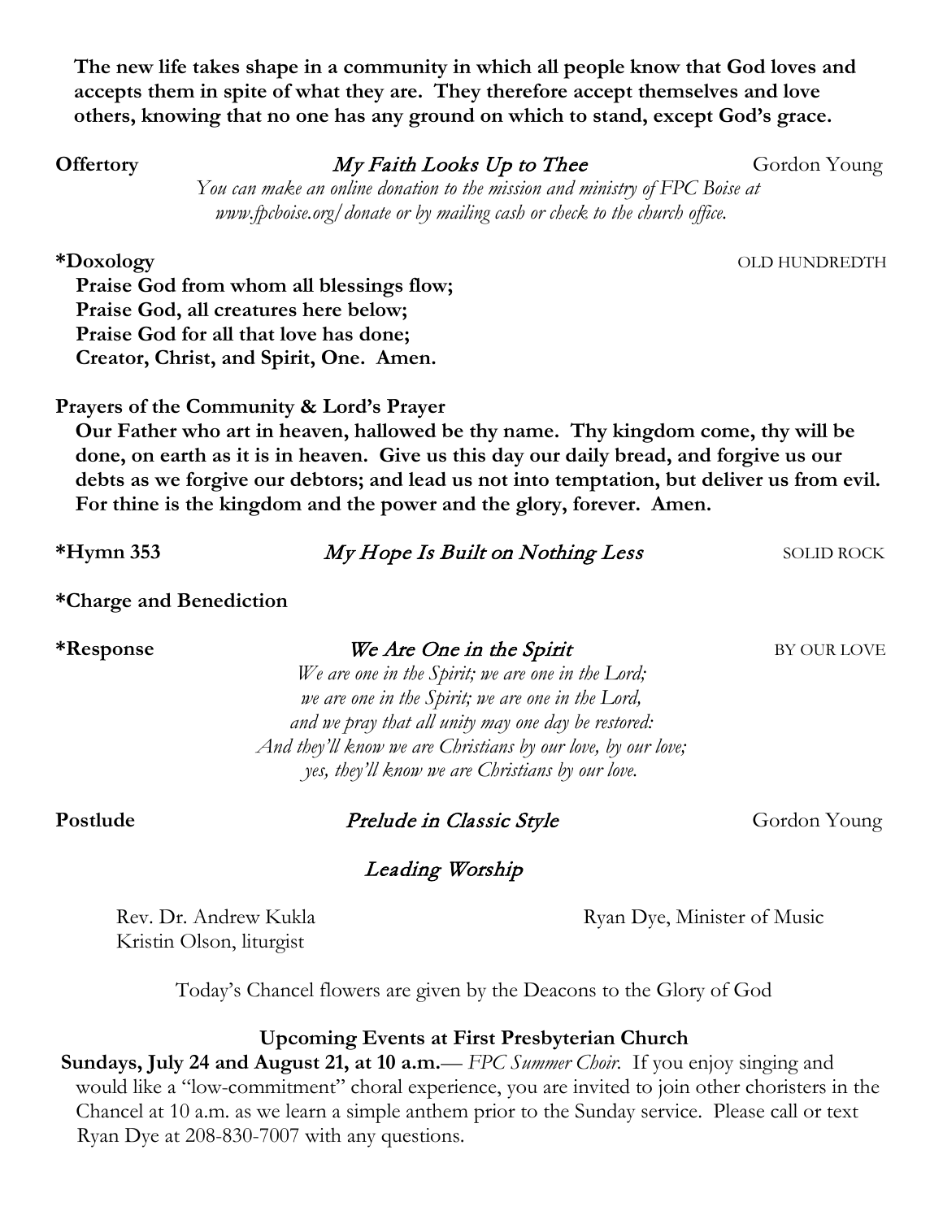**The new life takes shape in a community in which all people know that God loves and accepts them in spite of what they are. They therefore accept themselves and love others, knowing that no one has any ground on which to stand, except God's grace.**

**Offertory** *My Faith Looks Up to Thee* Gordon Young

*You can make an online donation to the mission and ministry of FPC Boise at www.fpcboise.org/donate or by mailing cash or check to the church office.*

**\*Doxology** OLD HUNDREDTH

**Praise God from whom all blessings flow;**
**Praise God, all creatures here below;**
**Praise God for all that love has done;**
**Creator, Christ, and Spirit, One. Amen.**

**Prayers of the Community & Lord's Prayer**

**Our Father who art in heaven, hallowed be thy name. Thy kingdom come, thy will be done, on earth as it is in heaven. Give us this day our daily bread, and forgive us our debts as we forgive our debtors; and lead us not into temptation, but deliver us from evil. For thine is the kingdom and the power and the glory, forever. Amen.**

**\*Hymn 353** *My Hope Is Built on Nothing Less* SOLID ROCK

**\*Charge and Benediction**

**\*Response** *We Are One in the Spirit* BY OUR LOVE

*We are one in the Spirit; we are one in the Lord;*
*we are one in the Spirit; we are one in the Lord,*
*and we pray that all unity may one day be restored:*
*And they'll know we are Christians by our love, by our love;*
*yes, they'll know we are Christians by our love.*

**Postlude** *Prelude in Classic Style* Gordon Young

## *Leading Worship*

Rev. Dr. Andrew Kukla
Kristin Olson, liturgist

Ryan Dye, Minister of Music

Today's Chancel flowers are given by the Deacons to the Glory of God

### Upcoming Events at First Presbyterian Church

**Sundays, July 24 and August 21, at 10 a.m.**— *FPC Summer Choir.* If you enjoy singing and would like a "low-commitment" choral experience, you are invited to join other choristers in the Chancel at 10 a.m. as we learn a simple anthem prior to the Sunday service. Please call or text Ryan Dye at 208-830-7007 with any questions.